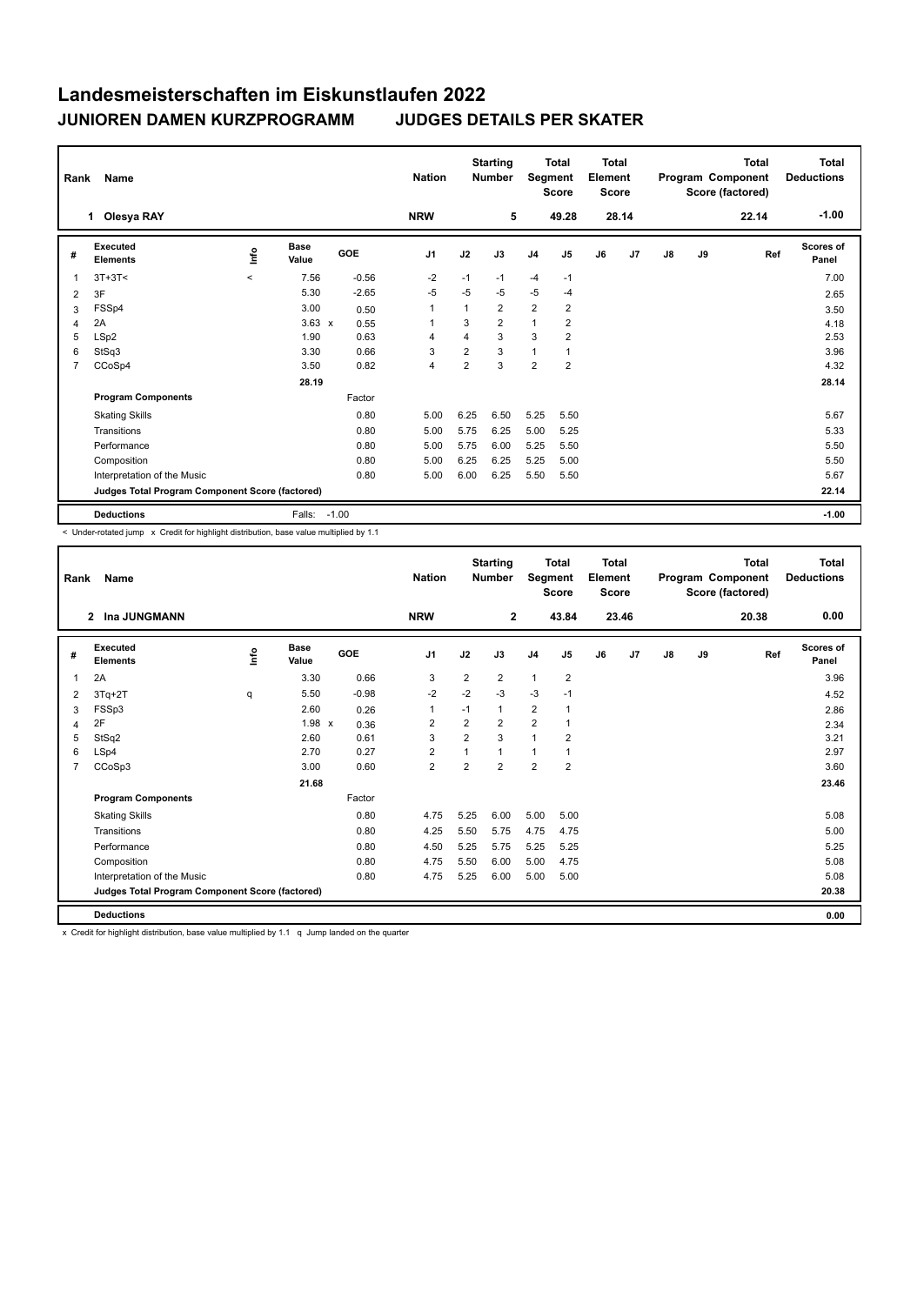# Landesmeisterschaften im Eiskunstlaufen 2022

## JUNIOREN DAMEN KURZPROGRAMM — JUDGES DETAILS PER SKATER

| Rank | Name | Nation | Starting Number | Total Segment Score | Total Element Score | Total Program Component Score (factored) | Total Deductions |
|---|---|---|---|---|---|---|---|
| 1 | Olesya RAY | NRW | 5 | 49.28 | 28.14 | 22.14 | -1.00 |

| # | Executed Elements | Info | Base Value | | GOE | J1 | J2 | J3 | J4 | J5 | J6 | J7 | J8 | J9 | Ref | Scores of Panel |
|---|---|---|---|---|---|---|---|---|---|---|---|---|---|---|---|---|
| 1 | 3T+3T< | < | 7.56 | | -0.56 | -2 | -1 | -1 | -4 | -1 | | | | | | 7.00 |
| 2 | 3F | | 5.30 | | -2.65 | -5 | -5 | -5 | -5 | -4 | | | | | | 2.65 |
| 3 | FSSp4 | | 3.00 | | 0.50 | 1 | 1 | 2 | 2 | 2 | | | | | | 3.50 |
| 4 | 2A | | 3.63 | x | 0.55 | 1 | 3 | 2 | 1 | 2 | | | | | | 4.18 |
| 5 | LSp2 | | 1.90 | | 0.63 | 4 | 4 | 3 | 3 | 2 | | | | | | 2.53 |
| 6 | StSq3 | | 3.30 | | 0.66 | 3 | 2 | 3 | 1 | 1 | | | | | | 3.96 |
| 7 | CCoSp4 | | 3.50 | | 0.82 | 4 | 2 | 3 | 2 | 2 | | | | | | 4.32 |
| | | | 28.19 | | | | | | | | | | | | | 28.14 |
| | **Program Components** | | | | Factor | | | | | | | | | | | |
| | Skating Skills | | | | 0.80 | 5.00 | 6.25 | 6.50 | 5.25 | 5.50 | | | | | | 5.67 |
| | Transitions | | | | 0.80 | 5.00 | 5.75 | 6.25 | 5.00 | 5.25 | | | | | | 5.33 |
| | Performance | | | | 0.80 | 5.00 | 5.75 | 6.00 | 5.25 | 5.50 | | | | | | 5.50 |
| | Composition | | | | 0.80 | 5.00 | 6.25 | 6.25 | 5.25 | 5.00 | | | | | | 5.50 |
| | Interpretation of the Music | | | | 0.80 | 5.00 | 6.00 | 6.25 | 5.50 | 5.50 | | | | | | 5.67 |
| | **Judges Total Program Component Score (factored)** | | | | | | | | | | | | | | | 22.14 |
| | **Deductions** | | Falls: | | -1.00 | | | | | | | | | | | -1.00 |

< Under-rotated jump x Credit for highlight distribution, base value multiplied by 1.1

| Rank | Name | Nation | Starting Number | Total Segment Score | Total Element Score | Total Program Component Score (factored) | Total Deductions |
|---|---|---|---|---|---|---|---|
| 2 | Ina JUNGMANN | NRW | 2 | 43.84 | 23.46 | 20.38 | 0.00 |

| # | Executed Elements | Info | Base Value | | GOE | J1 | J2 | J3 | J4 | J5 | J6 | J7 | J8 | J9 | Ref | Scores of Panel |
|---|---|---|---|---|---|---|---|---|---|---|---|---|---|---|---|---|
| 1 | 2A | | 3.30 | | 0.66 | 3 | 2 | 2 | 1 | 2 | | | | | | 3.96 |
| 2 | 3Tq+2T | q | 5.50 | | -0.98 | -2 | -2 | -3 | -3 | -1 | | | | | | 4.52 |
| 3 | FSSp3 | | 2.60 | | 0.26 | 1 | -1 | 1 | 2 | 1 | | | | | | 2.86 |
| 4 | 2F | | 1.98 | x | 0.36 | 2 | 2 | 2 | 2 | 1 | | | | | | 2.34 |
| 5 | StSq2 | | 2.60 | | 0.61 | 3 | 2 | 3 | 1 | 2 | | | | | | 3.21 |
| 6 | LSp4 | | 2.70 | | 0.27 | 2 | 1 | 1 | 1 | 1 | | | | | | 2.97 |
| 7 | CCoSp3 | | 3.00 | | 0.60 | 2 | 2 | 2 | 2 | 2 | | | | | | 3.60 |
| | | | 21.68 | | | | | | | | | | | | | 23.46 |
| | **Program Components** | | | | Factor | | | | | | | | | | | |
| | Skating Skills | | | | 0.80 | 4.75 | 5.25 | 6.00 | 5.00 | 5.00 | | | | | | 5.08 |
| | Transitions | | | | 0.80 | 4.25 | 5.50 | 5.75 | 4.75 | 4.75 | | | | | | 5.00 |
| | Performance | | | | 0.80 | 4.50 | 5.25 | 5.75 | 5.25 | 5.25 | | | | | | 5.25 |
| | Composition | | | | 0.80 | 4.75 | 5.50 | 6.00 | 5.00 | 4.75 | | | | | | 5.08 |
| | Interpretation of the Music | | | | 0.80 | 4.75 | 5.25 | 6.00 | 5.00 | 5.00 | | | | | | 5.08 |
| | **Judges Total Program Component Score (factored)** | | | | | | | | | | | | | | | 20.38 |
| | **Deductions** | | | | | | | | | | | | | | | 0.00 |

x Credit for highlight distribution, base value multiplied by 1.1 q Jump landed on the quarter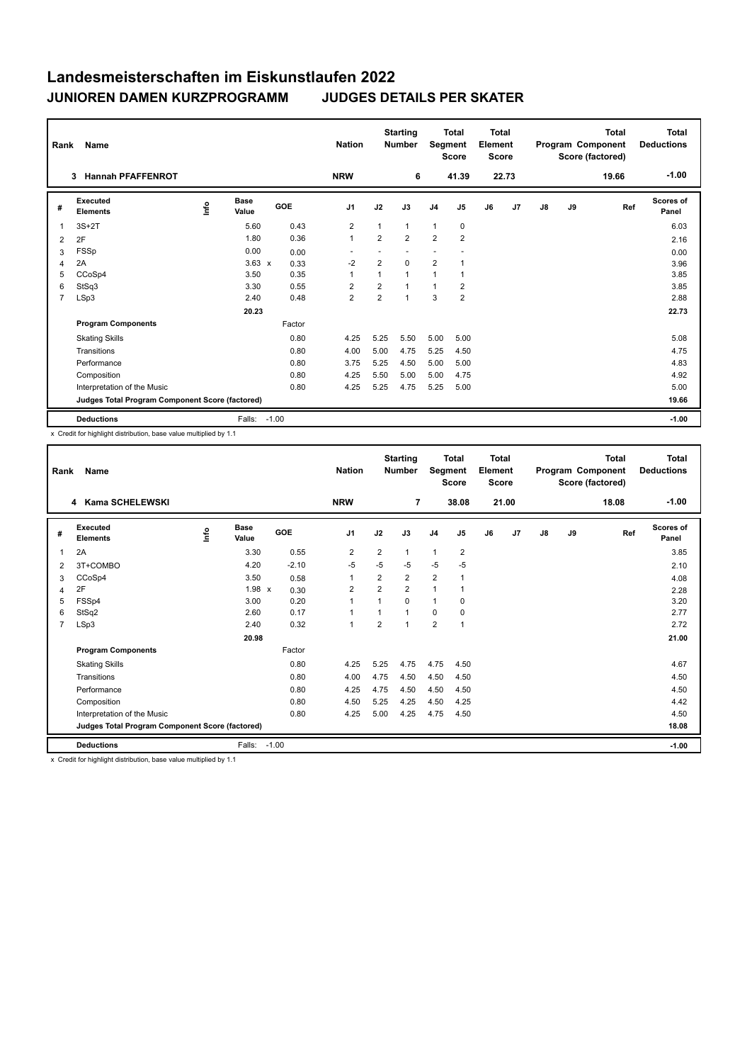# Landesmeisterschaften im Eiskunstlaufen 2022

## JUNIOREN DAMEN KURZPROGRAMM JUDGES DETAILS PER SKATER

| Rank | Name | Nation | Starting Number | Total Segment Score | Total Element Score | Total Program Component Score (factored) | Total Deductions |
|---|---|---|---|---|---|---|---|
| 3 | Hannah PFAFFENROT | NRW | 6 | 41.39 | 22.73 | 19.66 | -1.00 |

| # | Executed Elements | Info | Base Value | GOE | J1 | J2 | J3 | J4 | J5 | J6 | J7 | J8 | J9 | Ref | Scores of Panel |
|---|---|---|---|---|---|---|---|---|---|---|---|---|---|---|---|
| 1 | 3S+2T | | 5.60 | 0.43 | 2 | 1 | 1 | 1 | 0 | | | | | | 6.03 |
| 2 | 2F | | 1.80 | 0.36 | 1 | 2 | 2 | 2 | 2 | | | | | | 2.16 |
| 3 | FSSp | | 0.00 | 0.00 | - | - | - | - | - | | | | | | 0.00 |
| 4 | 2A | | 3.63 x | 0.33 | -2 | 2 | 0 | 2 | 1 | | | | | | 3.96 |
| 5 | CCoSp4 | | 3.50 | 0.35 | 1 | 1 | 1 | 1 | 1 | | | | | | 3.85 |
| 6 | StSq3 | | 3.30 | 0.55 | 2 | 2 | 1 | 1 | 2 | | | | | | 3.85 |
| 7 | LSp3 | | 2.40 | 0.48 | 2 | 2 | 1 | 3 | 2 | | | | | | 2.88 |
| | | | 20.23 | | | | | | | | | | | | 22.73 |
| | **Program Components** | | | Factor | | | | | | | | | | | |
| | Skating Skills | | | 0.80 | 4.25 | 5.25 | 5.50 | 5.00 | 5.00 | | | | | | 5.08 |
| | Transitions | | | 0.80 | 4.00 | 5.00 | 4.75 | 5.25 | 4.50 | | | | | | 4.75 |
| | Performance | | | 0.80 | 3.75 | 5.25 | 4.50 | 5.00 | 5.00 | | | | | | 4.83 |
| | Composition | | | 0.80 | 4.25 | 5.50 | 5.00 | 5.00 | 4.75 | | | | | | 4.92 |
| | Interpretation of the Music | | | 0.80 | 4.25 | 5.25 | 4.75 | 5.25 | 5.00 | | | | | | 5.00 |
| | **Judges Total Program Component Score (factored)** | | | | | | | | | | | | | | 19.66 |
| | **Deductions** | | Falls: | -1.00 | | | | | | | | | | | -1.00 |

x Credit for highlight distribution, base value multiplied by 1.1

| Rank | Name | Nation | Starting Number | Total Segment Score | Total Element Score | Total Program Component Score (factored) | Total Deductions |
|---|---|---|---|---|---|---|---|
| 4 | Kama SCHELEWSKI | NRW | 7 | 38.08 | 21.00 | 18.08 | -1.00 |

| # | Executed Elements | Info | Base Value | GOE | J1 | J2 | J3 | J4 | J5 | J6 | J7 | J8 | J9 | Ref | Scores of Panel |
|---|---|---|---|---|---|---|---|---|---|---|---|---|---|---|---|
| 1 | 2A | | 3.30 | 0.55 | 2 | 2 | 1 | 1 | 2 | | | | | | 3.85 |
| 2 | 3T+COMBO | | 4.20 | -2.10 | -5 | -5 | -5 | -5 | -5 | | | | | | 2.10 |
| 3 | CCoSp4 | | 3.50 | 0.58 | 1 | 2 | 2 | 2 | 1 | | | | | | 4.08 |
| 4 | 2F | | 1.98 x | 0.30 | 2 | 2 | 2 | 1 | 1 | | | | | | 2.28 |
| 5 | FSSp4 | | 3.00 | 0.20 | 1 | 1 | 0 | 1 | 0 | | | | | | 3.20 |
| 6 | StSq2 | | 2.60 | 0.17 | 1 | 1 | 1 | 0 | 0 | | | | | | 2.77 |
| 7 | LSp3 | | 2.40 | 0.32 | 1 | 2 | 1 | 2 | 1 | | | | | | 2.72 |
| | | | 20.98 | | | | | | | | | | | | 21.00 |
| | **Program Components** | | | Factor | | | | | | | | | | | |
| | Skating Skills | | | 0.80 | 4.25 | 5.25 | 4.75 | 4.75 | 4.50 | | | | | | 4.67 |
| | Transitions | | | 0.80 | 4.00 | 4.75 | 4.50 | 4.50 | 4.50 | | | | | | 4.50 |
| | Performance | | | 0.80 | 4.25 | 4.75 | 4.50 | 4.50 | 4.50 | | | | | | 4.50 |
| | Composition | | | 0.80 | 4.50 | 5.25 | 4.25 | 4.50 | 4.25 | | | | | | 4.42 |
| | Interpretation of the Music | | | 0.80 | 4.25 | 5.00 | 4.25 | 4.75 | 4.50 | | | | | | 4.50 |
| | **Judges Total Program Component Score (factored)** | | | | | | | | | | | | | | 18.08 |
| | **Deductions** | | Falls: | -1.00 | | | | | | | | | | | -1.00 |

x Credit for highlight distribution, base value multiplied by 1.1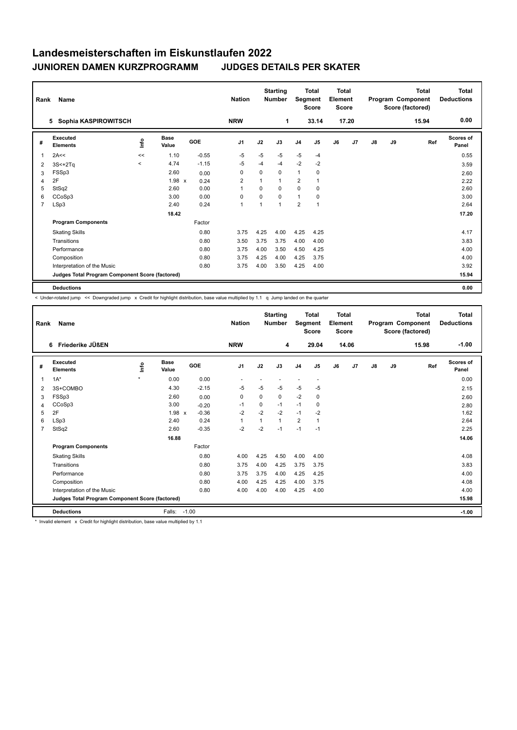# Landesmeisterschaften im Eiskunstlaufen 2022

## JUNIOREN DAMEN KURZPROGRAMM JUDGES DETAILS PER SKATER

| Rank | Name | Nation | Starting Number | Total Segment Score | Total Element Score | Total Program Component Score (factored) | Total Deductions |
|---|---|---|---|---|---|---|---|
| 5 | Sophia KASPIROWITSCH | NRW | 1 | 33.14 | 17.20 | 15.94 | 0.00 |

| # | Executed Elements | Info | Base Value | | GOE | J1 | J2 | J3 | J4 | J5 | J6 | J7 | J8 | J9 | Ref | Scores of Panel |
|---|---|---|---|---|---|---|---|---|---|---|---|---|---|---|---|---|
| 1 | 2A<< | << | 1.10 | | -0.55 | -5 | -5 | -5 | -5 | -4 | | | | | | 0.55 |
| 2 | 3S<+2Tq | < | 4.74 | | -1.15 | -5 | -4 | -4 | -2 | -2 | | | | | | 3.59 |
| 3 | FSSp3 | | 2.60 | | 0.00 | 0 | 0 | 0 | 1 | 0 | | | | | | 2.60 |
| 4 | 2F | | 1.98 | x | 0.24 | 2 | 1 | 1 | 2 | 1 | | | | | | 2.22 |
| 5 | StSq2 | | 2.60 | | 0.00 | 1 | 0 | 0 | 0 | 0 | | | | | | 2.60 |
| 6 | CCoSp3 | | 3.00 | | 0.00 | 0 | 0 | 0 | 1 | 0 | | | | | | 3.00 |
| 7 | LSp3 | | 2.40 | | 0.24 | 1 | 1 | 1 | 2 | 1 | | | | | | 2.64 |
| | | | 18.42 | | | | | | | | | | | | | 17.20 |
| | **Program Components** | | | | Factor | | | | | | | | | | | |
| | Skating Skills | | | | 0.80 | 3.75 | 4.25 | 4.00 | 4.25 | 4.25 | | | | | | 4.17 |
| | Transitions | | | | 0.80 | 3.50 | 3.75 | 3.75 | 4.00 | 4.00 | | | | | | 3.83 |
| | Performance | | | | 0.80 | 3.75 | 4.00 | 3.50 | 4.50 | 4.25 | | | | | | 4.00 |
| | Composition | | | | 0.80 | 3.75 | 4.25 | 4.00 | 4.25 | 3.75 | | | | | | 4.00 |
| | Interpretation of the Music | | | | 0.80 | 3.75 | 4.00 | 3.50 | 4.25 | 4.00 | | | | | | 3.92 |
| | **Judges Total Program Component Score (factored)** | | | | | | | | | | | | | | | 15.94 |
| | **Deductions** | | | | | | | | | | | | | | | 0.00 |

< Under-rotated jump << Downgraded jump x Credit for highlight distribution, base value multiplied by 1.1 q Jump landed on the quarter

| Rank | Name | Nation | Starting Number | Total Segment Score | Total Element Score | Total Program Component Score (factored) | Total Deductions |
|---|---|---|---|---|---|---|---|
| 6 | Friederike JÜßEN | NRW | 4 | 29.04 | 14.06 | 15.98 | -1.00 |

| # | Executed Elements | Info | Base Value | | GOE | J1 | J2 | J3 | J4 | J5 | J6 | J7 | J8 | J9 | Ref | Scores of Panel |
|---|---|---|---|---|---|---|---|---|---|---|---|---|---|---|---|---|
| 1 | 1A* | * | 0.00 | | 0.00 | - | - | - | - | - | | | | | | 0.00 |
| 2 | 3S+COMBO | | 4.30 | | -2.15 | -5 | -5 | -5 | -5 | -5 | | | | | | 2.15 |
| 3 | FSSp3 | | 2.60 | | 0.00 | 0 | 0 | 0 | -2 | 0 | | | | | | 2.60 |
| 4 | CCoSp3 | | 3.00 | | -0.20 | -1 | 0 | -1 | -1 | 0 | | | | | | 2.80 |
| 5 | 2F | | 1.98 | x | -0.36 | -2 | -2 | -2 | -1 | -2 | | | | | | 1.62 |
| 6 | LSp3 | | 2.40 | | 0.24 | 1 | 1 | 1 | 2 | 1 | | | | | | 2.64 |
| 7 | StSq2 | | 2.60 | | -0.35 | -2 | -2 | -1 | -1 | -1 | | | | | | 2.25 |
| | | | 16.88 | | | | | | | | | | | | | 14.06 |
| | **Program Components** | | | | Factor | | | | | | | | | | | |
| | Skating Skills | | | | 0.80 | 4.00 | 4.25 | 4.50 | 4.00 | 4.00 | | | | | | 4.08 |
| | Transitions | | | | 0.80 | 3.75 | 4.00 | 4.25 | 3.75 | 3.75 | | | | | | 3.83 |
| | Performance | | | | 0.80 | 3.75 | 3.75 | 4.00 | 4.25 | 4.25 | | | | | | 4.00 |
| | Composition | | | | 0.80 | 4.00 | 4.25 | 4.25 | 4.00 | 3.75 | | | | | | 4.08 |
| | Interpretation of the Music | | | | 0.80 | 4.00 | 4.00 | 4.00 | 4.25 | 4.00 | | | | | | 4.00 |
| | **Judges Total Program Component Score (factored)** | | | | | | | | | | | | | | | 15.98 |
| | **Deductions** | | Falls: | -1.00 | | | | | | | | | | | | -1.00 |

* Invalid element x Credit for highlight distribution, base value multiplied by 1.1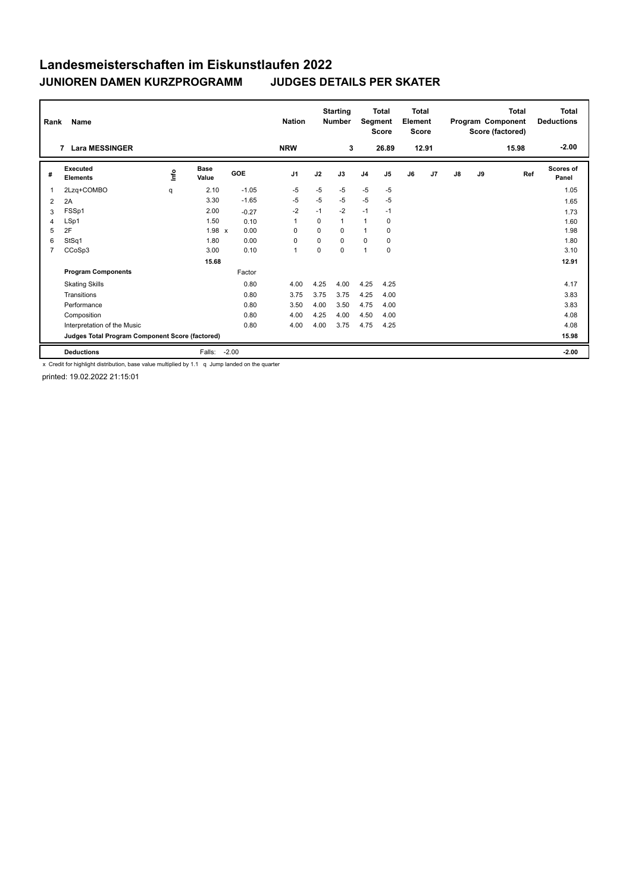# Landesmeisterschaften im Eiskunstlaufen 2022

## JUNIOREN DAMEN KURZPROGRAMM JUDGES DETAILS PER SKATER

| Rank | Name | Nation | Starting Number | Total Segment Score | Total Element Score | Total Program Component Score (factored) | Total Deductions |
|---|---|---|---|---|---|---|---|
| 7 | Lara MESSINGER | NRW | 3 | 26.89 | 12.91 | 15.98 | -2.00 |

| # | Executed Elements | Info | Base Value | | GOE | J1 | J2 | J3 | J4 | J5 | J6 | J7 | J8 | J9 | Ref | Scores of Panel |
|---|---|---|---|---|---|---|---|---|---|---|---|---|---|---|---|---|
| 1 | 2Lzq+COMBO | q | 2.10 | | -1.05 | -5 | -5 | -5 | -5 | -5 | | | | | | 1.05 |
| 2 | 2A | | 3.30 | | -1.65 | -5 | -5 | -5 | -5 | -5 | | | | | | 1.65 |
| 3 | FSSp1 | | 2.00 | | -0.27 | -2 | -1 | -2 | -1 | -1 | | | | | | 1.73 |
| 4 | LSp1 | | 1.50 | | 0.10 | 1 | 0 | 1 | 1 | 0 | | | | | | 1.60 |
| 5 | 2F | | 1.98 | x | 0.00 | 0 | 0 | 0 | 1 | 0 | | | | | | 1.98 |
| 6 | StSq1 | | 1.80 | | 0.00 | 0 | 0 | 0 | 0 | 0 | | | | | | 1.80 |
| 7 | CCoSp3 | | 3.00 | | 0.10 | 1 | 0 | 0 | 1 | 0 | | | | | | 3.10 |
| | | | 15.68 | | | | | | | | | | | | | 12.91 |
| | **Program Components** | | | | Factor | | | | | | | | | | | |
| | Skating Skills | | | | 0.80 | 4.00 | 4.25 | 4.00 | 4.25 | 4.25 | | | | | | 4.17 |
| | Transitions | | | | 0.80 | 3.75 | 3.75 | 3.75 | 4.25 | 4.00 | | | | | | 3.83 |
| | Performance | | | | 0.80 | 3.50 | 4.00 | 3.50 | 4.75 | 4.00 | | | | | | 3.83 |
| | Composition | | | | 0.80 | 4.00 | 4.25 | 4.00 | 4.50 | 4.00 | | | | | | 4.08 |
| | Interpretation of the Music | | | | 0.80 | 4.00 | 4.00 | 3.75 | 4.75 | 4.25 | | | | | | 4.08 |
| | **Judges Total Program Component Score (factored)** | | | | | | | | | | | | | | | 15.98 |
| | **Deductions** | | Falls: | | -2.00 | | | | | | | | | | | -2.00 |

x Credit for highlight distribution, base value multiplied by 1.1 q Jump landed on the quarter

printed: 19.02.2022 21:15:01